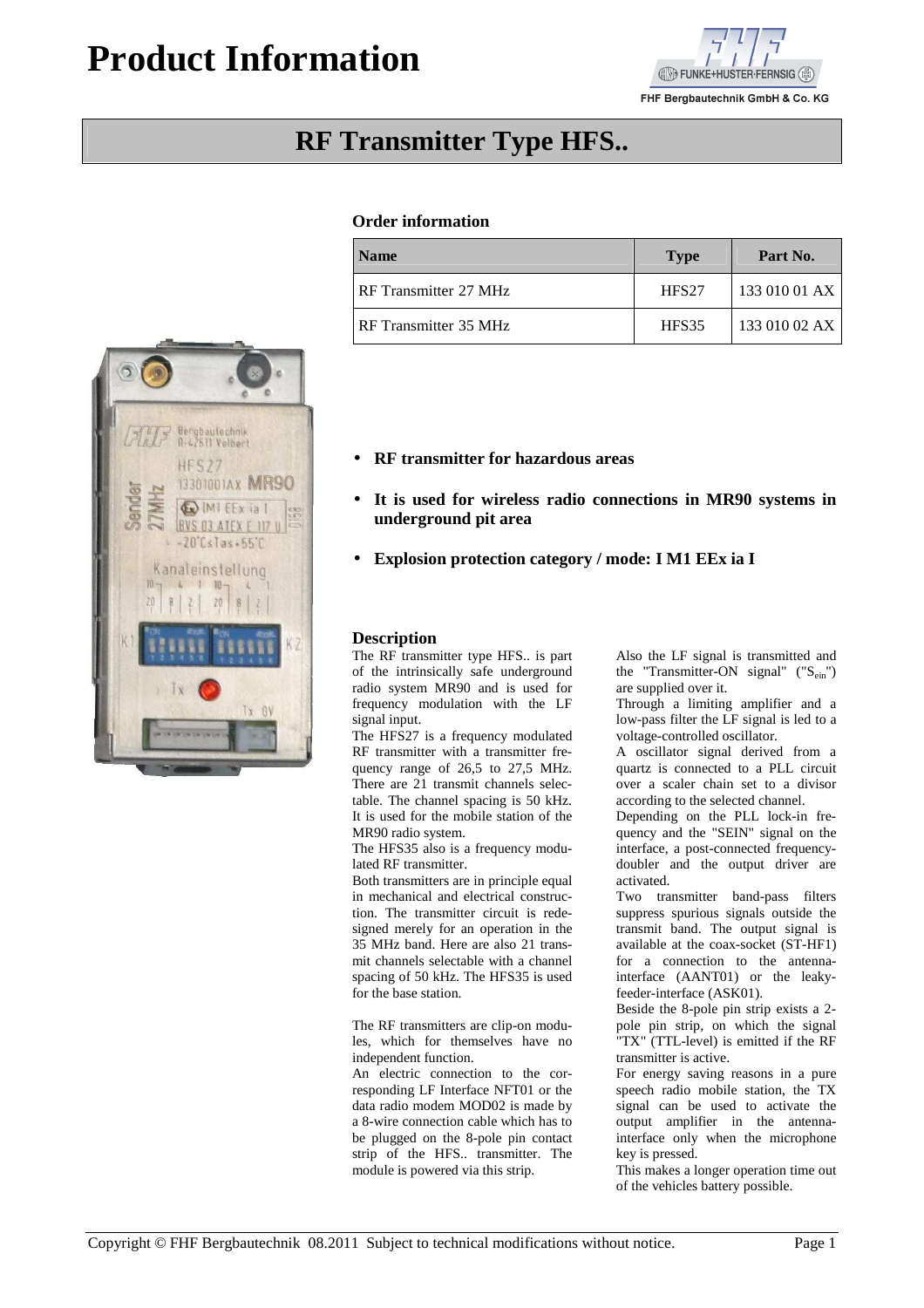# Product Information

FHF Bergbautechnik GmbH & Co. KG

## RF Transmitter Type HFS..

### Order information

| Name | Type | Part No. |
|---|---|---|
| RF Transmitter 27 MHz | HFS27 | 133 010 01 AX |
| RF Transmitter 35 MHz | HFS35 | 133 010 02 AX |

- **RF transmitter for hazardous areas**
- **It is used for wireless radio connections in MR90 systems in underground pit area**
- **Explosion protection category / mode: I M1 EEx ia I**

### Description

The RF transmitter type HFS.. is part of the intrinsically safe underground radio system MR90 and is used for frequency modulation with the LF signal input.

The HFS27 is a frequency modulated RF transmitter with a transmitter frequency range of 26,5 to 27,5 MHz. There are 21 transmit channels selectable. The channel spacing is 50 kHz. It is used for the mobile station of the MR90 radio system.

The HFS35 also is a frequency modulated RF transmitter.

Both transmitters are in principle equal in mechanical and electrical construction. The transmitter circuit is redesigned merely for an operation in the 35 MHz band. Here are also 21 transmit channels selectable with a channel spacing of 50 kHz. The HFS35 is used for the base station.

The RF transmitters are clip-on modules, which for themselves have no independent function.

An electric connection to the corresponding LF Interface NFT01 or the data radio modem MOD02 is made by a 8-wire connection cable which has to be plugged on the 8-pole pin contact strip of the HFS.. transmitter. The module is powered via this strip.

Also the LF signal is transmitted and the "Transmitter-ON signal" ("$S_{ein}$") are supplied over it.

Through a limiting amplifier and a low-pass filter the LF signal is led to a voltage-controlled oscillator.

A oscillator signal derived from a quartz is connected to a PLL circuit over a scaler chain set to a divisor according to the selected channel.

Depending on the PLL lock-in frequency and the "SEIN" signal on the interface, a post-connected frequency-doubler and the output driver are activated.

Two transmitter band-pass filters suppress spurious signals outside the transmit band. The output signal is available at the coax-socket (ST-HF1) for a connection to the antenna-interface (AANT01) or the leaky-feeder-interface (ASK01).

Beside the 8-pole pin strip exists a 2-pole pin strip, on which the signal "TX" (TTL-level) is emitted if the RF transmitter is active.

For energy saving reasons in a pure speech radio mobile station, the TX signal can be used to activate the output amplifier in the antenna-interface only when the microphone key is pressed.

This makes a longer operation time out of the vehicles battery possible.

Copyright © FHF Bergbautechnik 08.2011 Subject to technical modifications without notice.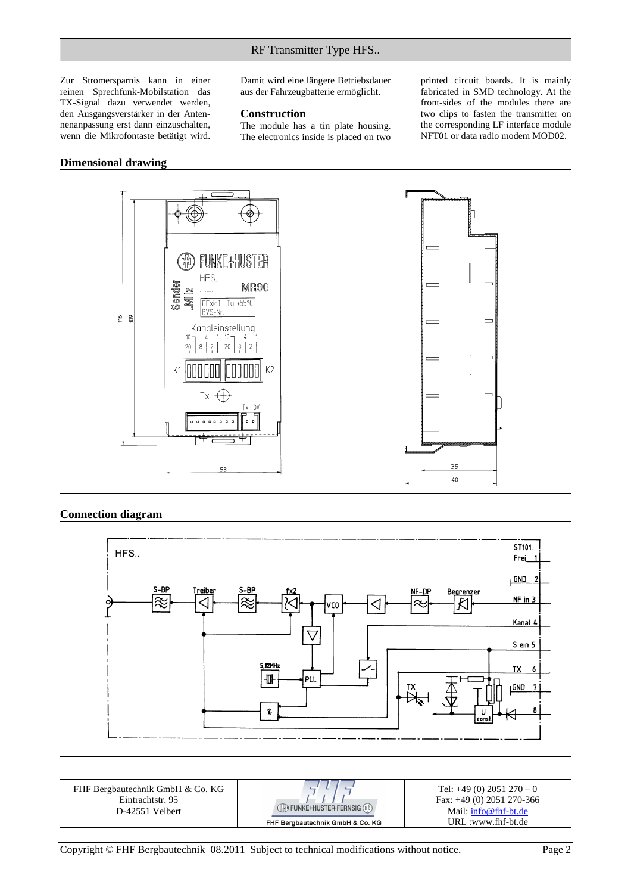Zur Stromersparnis kann in einer reinen Sprechfunk-Mobilstation das TX-Signal dazu verwendet werden, den Ausgangsverstärker in der Antennenanpassung erst dann einzuschalten, wenn die Mikrofontaste betätigt wird. Damit wird eine längere Betriebsdauer aus der Fahrzeugbatterie ermöglicht.

## Construction

The module has a tin plate housing. The electronics inside is placed on two printed circuit boards. It is mainly fabricated in SMD technology. At the front-sides of the modules there are two clips to fasten the transmitter on the corresponding LF interface module NFT01 or data radio modem MOD02.

## Dimensional drawing

FUNKE+HUSTER
HFS..
MR90
Sender ..MHz
EExiaI Tu +55°C
BVS-Nr.
Kanaleinstellung
10 4 1 10 4 1
20 8 2 20 8 2
K1 K2
Tx
Tx 0V
116
109
53
35
40

## Connection diagram

HFS..
S-BP
Treiber
S-BP
fx2
VCO
NF-DP
Begrenzer
5,12MHz
PLL
&
TX
U const
ST101.
Frei 1
GND 2
NF in 3
Kanal 4
S ein 5
TX 6
GND 7
8

| | | |
|---|---|---|
| FHF Bergbautechnik GmbH & Co. KG<br>Eintrachtstr. 95<br>D-42551 Velbert | FUNKE+HUSTER-FERNSIG<br>FHF Bergbautechnik GmbH & Co. KG | Tel: +49 (0) 2051 270 – 0<br>Fax: +49 (0) 2051 270-366<br>Mail: info@fhf-bt.de<br>URL :www.fhf-bt.de |

Copyright © FHF Bergbautechnik 08.2011 Subject to technical modifications without notice.